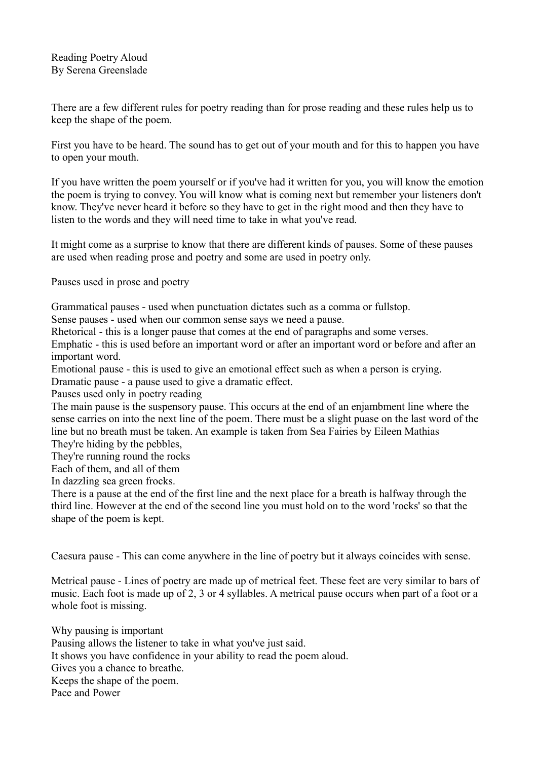# Reading Poetry Aloud

By Serena Greenslade

There are a few different rules for poetry reading than for prose reading and these rules help us to keep the shape of the poem.

First you have to be heard. The sound has to get out of your mouth and for this to happen you have to open your mouth.

If you have written the poem yourself or if you've had it written for you, you will know the emotion the poem is trying to convey. You will know what is coming next but remember your listeners don't know. They've never heard it before so they have to get in the right mood and then they have to listen to the words and they will need time to take in what you've read.

It might come as a surprise to know that there are different kinds of pauses. Some of these pauses are used when reading prose and poetry and some are used in poetry only.

## Pauses used in prose and poetry

Grammatical pauses - used when punctuation dictates such as a comma or fullstop.
Sense pauses - used when our common sense says we need a pause.
Rhetorical - this is a longer pause that comes at the end of paragraphs and some verses.
Emphatic - this is used before an important word or after an important word or before and after an important word.
Emotional pause - this is used to give an emotional effect such as when a person is crying.
Dramatic pause - a pause used to give a dramatic effect.

## Pauses used only in poetry reading

The main pause is the suspensory pause. This occurs at the end of an enjambment line where the sense carries on into the next line of the poem. There must be a slight puase on the last word of the line but no breath must be taken. An example is taken from Sea Fairies by Eileen Mathias

They're hiding by the pebbles,
They're running round the rocks
Each of them, and all of them
In dazzling sea green frocks.

There is a pause at the end of the first line and the next place for a breath is halfway through the third line. However at the end of the second line you must hold on to the word 'rocks' so that the shape of the poem is kept.

Caesura pause - This can come anywhere in the line of poetry but it always coincides with sense.

Metrical pause - Lines of poetry are made up of metrical feet. These feet are very similar to bars of music. Each foot is made up of 2, 3 or 4 syllables. A metrical pause occurs when part of a foot or a whole foot is missing.

## Why pausing is important

Pausing allows the listener to take in what you've just said.
It shows you have confidence in your ability to read the poem aloud.
Gives you a chance to breathe.
Keeps the shape of the poem.

## Pace and Power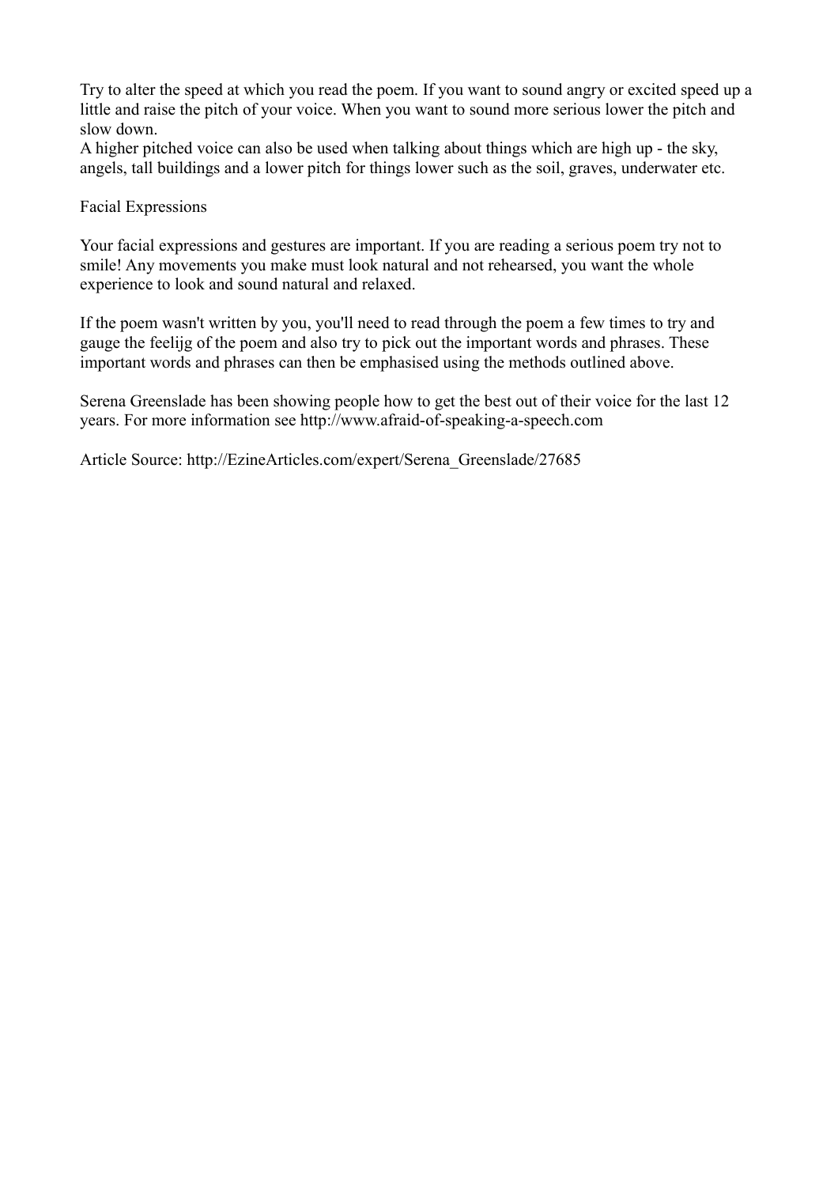Try to alter the speed at which you read the poem. If you want to sound angry or excited speed up a little and raise the pitch of your voice. When you want to sound more serious lower the pitch and slow down.
A higher pitched voice can also be used when talking about things which are high up - the sky, angels, tall buildings and a lower pitch for things lower such as the soil, graves, underwater etc.

## Facial Expressions

Your facial expressions and gestures are important. If you are reading a serious poem try not to smile! Any movements you make must look natural and not rehearsed, you want the whole experience to look and sound natural and relaxed.

If the poem wasn't written by you, you'll need to read through the poem a few times to try and gauge the feelijg of the poem and also try to pick out the important words and phrases. These important words and phrases can then be emphasised using the methods outlined above.

Serena Greenslade has been showing people how to get the best out of their voice for the last 12 years. For more information see http://www.afraid-of-speaking-a-speech.com

Article Source: http://EzineArticles.com/expert/Serena_Greenslade/27685